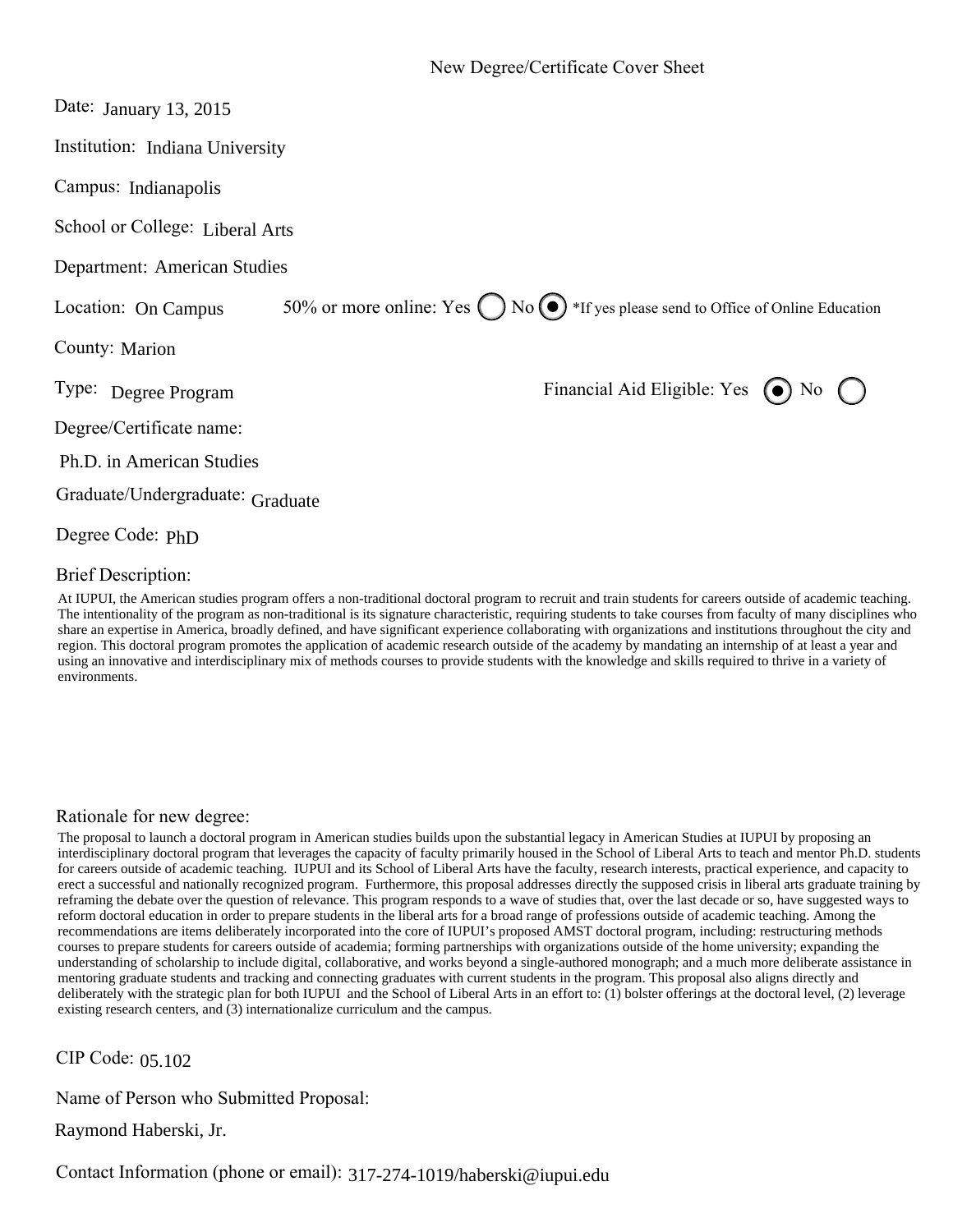# New Degree/Certificate Cover Sheet

Date: January 13, 2015

Institution: Indiana University

Campus: Indianapolis

School or College: Liberal Arts

Department: American Studies

Location: On Campus      50% or more online: Yes ○ No ● *If yes please send to Office of Online Education

County: Marion

Type: Degree Program      Financial Aid Eligible: Yes ● No ○

Degree/Certificate name:

Ph.D. in American Studies

Graduate/Undergraduate: Graduate

Degree Code: PhD

Brief Description:

At IUPUI, the American studies program offers a non-traditional doctoral program to recruit and train students for careers outside of academic teaching. The intentionality of the program as non-traditional is its signature characteristic, requiring students to take courses from faculty of many disciplines who share an expertise in America, broadly defined, and have significant experience collaborating with organizations and institutions throughout the city and region. This doctoral program promotes the application of academic research outside of the academy by mandating an internship of at least a year and using an innovative and interdisciplinary mix of methods courses to provide students with the knowledge and skills required to thrive in a variety of environments.

Rationale for new degree:

The proposal to launch a doctoral program in American studies builds upon the substantial legacy in American Studies at IUPUI by proposing an interdisciplinary doctoral program that leverages the capacity of faculty primarily housed in the School of Liberal Arts to teach and mentor Ph.D. students for careers outside of academic teaching. IUPUI and its School of Liberal Arts have the faculty, research interests, practical experience, and capacity to erect a successful and nationally recognized program. Furthermore, this proposal addresses directly the supposed crisis in liberal arts graduate training by reframing the debate over the question of relevance. This program responds to a wave of studies that, over the last decade or so, have suggested ways to reform doctoral education in order to prepare students in the liberal arts for a broad range of professions outside of academic teaching. Among the recommendations are items deliberately incorporated into the core of IUPUI's proposed AMST doctoral program, including: restructuring methods courses to prepare students for careers outside of academia; forming partnerships with organizations outside of the home university; expanding the understanding of scholarship to include digital, collaborative, and works beyond a single-authored monograph; and a much more deliberate assistance in mentoring graduate students and tracking and connecting graduates with current students in the program. This proposal also aligns directly and deliberately with the strategic plan for both IUPUI and the School of Liberal Arts in an effort to: (1) bolster offerings at the doctoral level, (2) leverage existing research centers, and (3) internationalize curriculum and the campus.

CIP Code: 05.102

Name of Person who Submitted Proposal:

Raymond Haberski, Jr.

Contact Information (phone or email): 317-274-1019/haberski@iupui.edu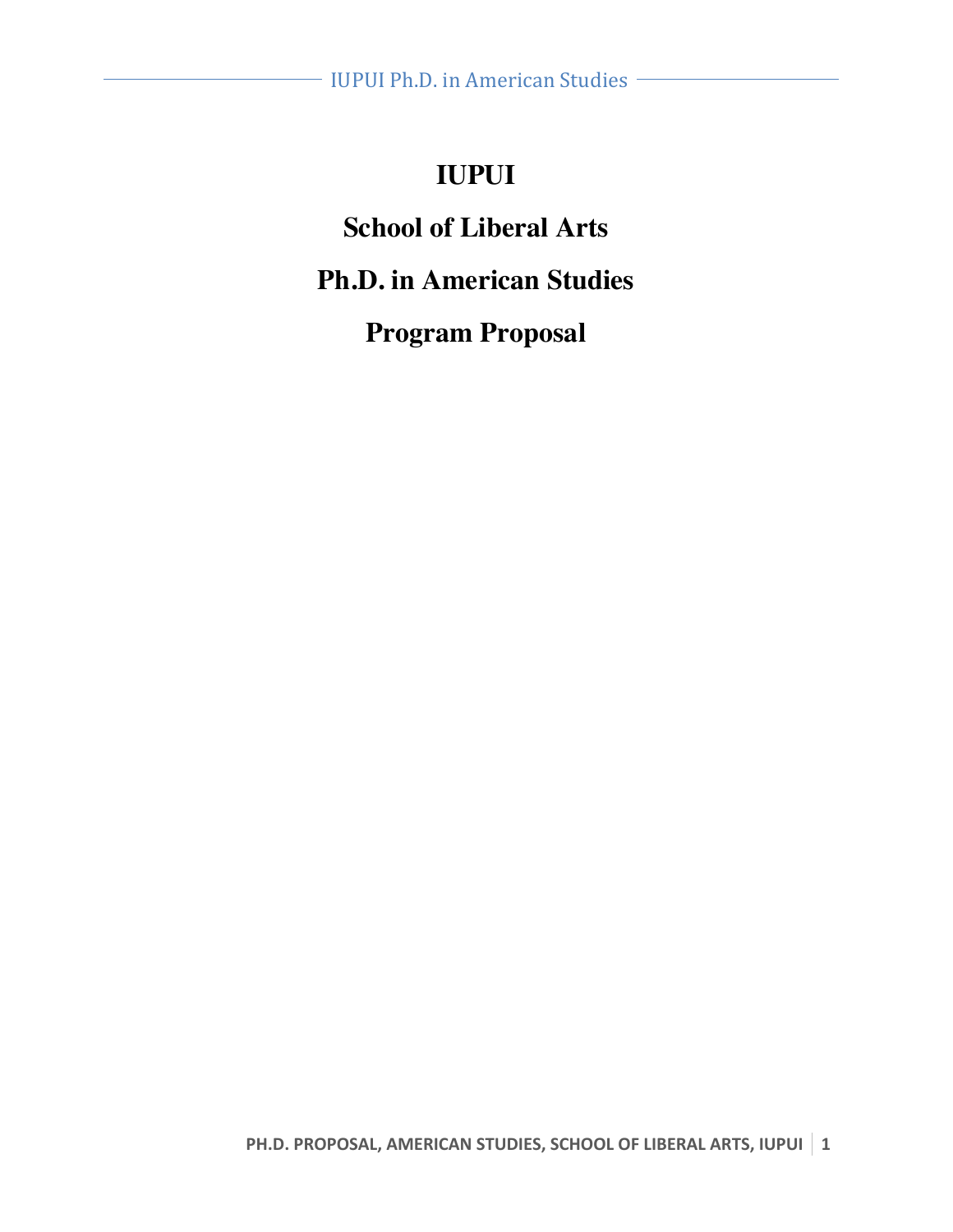# IUPUI

## School of Liberal Arts

## Ph.D. in American Studies

## Program Proposal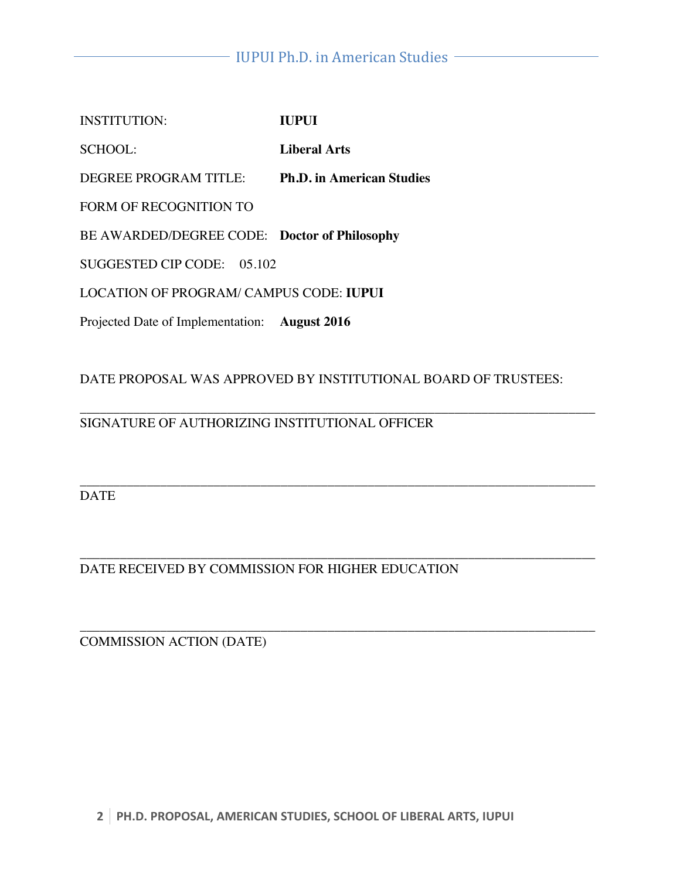INSTITUTION: **IUPUI**

SCHOOL: **Liberal Arts**

DEGREE PROGRAM TITLE: **Ph.D. in American Studies**

FORM OF RECOGNITION TO

BE AWARDED/DEGREE CODE: **Doctor of Philosophy**

SUGGESTED CIP CODE: 05.102

LOCATION OF PROGRAM/ CAMPUS CODE: **IUPUI**

Projected Date of Implementation: **August 2016**

DATE PROPOSAL WAS APPROVED BY INSTITUTIONAL BOARD OF TRUSTEES:

\_\_\_\_\_\_\_\_\_\_\_\_\_\_\_\_\_\_\_\_\_\_\_\_\_\_\_\_\_\_\_\_\_\_\_\_\_\_\_\_\_\_\_\_\_\_\_\_\_\_\_\_\_\_\_\_\_\_\_\_\_\_\_\_\_\_\_\_\_\_\_\_

SIGNATURE OF AUTHORIZING INSTITUTIONAL OFFICER

\_\_\_\_\_\_\_\_\_\_\_\_\_\_\_\_\_\_\_\_\_\_\_\_\_\_\_\_\_\_\_\_\_\_\_\_\_\_\_\_\_\_\_\_\_\_\_\_\_\_\_\_\_\_\_\_\_\_\_\_\_\_\_\_\_\_\_\_\_\_\_\_

DATE

\_\_\_\_\_\_\_\_\_\_\_\_\_\_\_\_\_\_\_\_\_\_\_\_\_\_\_\_\_\_\_\_\_\_\_\_\_\_\_\_\_\_\_\_\_\_\_\_\_\_\_\_\_\_\_\_\_\_\_\_\_\_\_\_\_\_\_\_\_\_\_\_

DATE RECEIVED BY COMMISSION FOR HIGHER EDUCATION

\_\_\_\_\_\_\_\_\_\_\_\_\_\_\_\_\_\_\_\_\_\_\_\_\_\_\_\_\_\_\_\_\_\_\_\_\_\_\_\_\_\_\_\_\_\_\_\_\_\_\_\_\_\_\_\_\_\_\_\_\_\_\_\_\_\_\_\_\_\_\_\_

COMMISSION ACTION (DATE)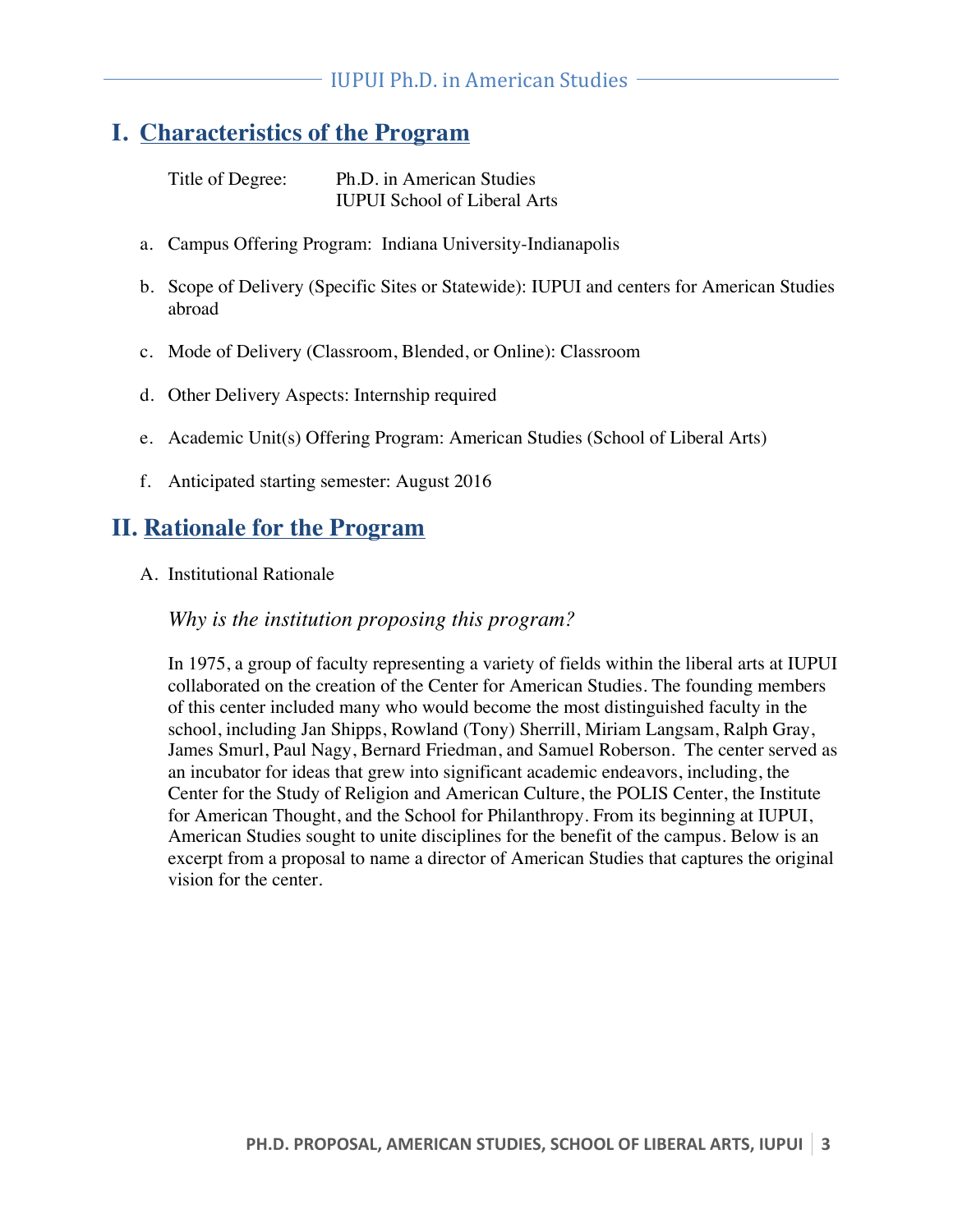# I. Characteristics of the Program

Title of Degree: Ph.D. in American Studies
IUPUI School of Liberal Arts

a. Campus Offering Program: Indiana University-Indianapolis

b. Scope of Delivery (Specific Sites or Statewide): IUPUI and centers for American Studies abroad

c. Mode of Delivery (Classroom, Blended, or Online): Classroom

d. Other Delivery Aspects: Internship required

e. Academic Unit(s) Offering Program: American Studies (School of Liberal Arts)

f. Anticipated starting semester: August 2016

# II. Rationale for the Program

A. Institutional Rationale

*Why is the institution proposing this program?*

In 1975, a group of faculty representing a variety of fields within the liberal arts at IUPUI collaborated on the creation of the Center for American Studies. The founding members of this center included many who would become the most distinguished faculty in the school, including Jan Shipps, Rowland (Tony) Sherrill, Miriam Langsam, Ralph Gray, James Smurl, Paul Nagy, Bernard Friedman, and Samuel Roberson. The center served as an incubator for ideas that grew into significant academic endeavors, including, the Center for the Study of Religion and American Culture, the POLIS Center, the Institute for American Thought, and the School for Philanthropy. From its beginning at IUPUI, American Studies sought to unite disciplines for the benefit of the campus. Below is an excerpt from a proposal to name a director of American Studies that captures the original vision for the center.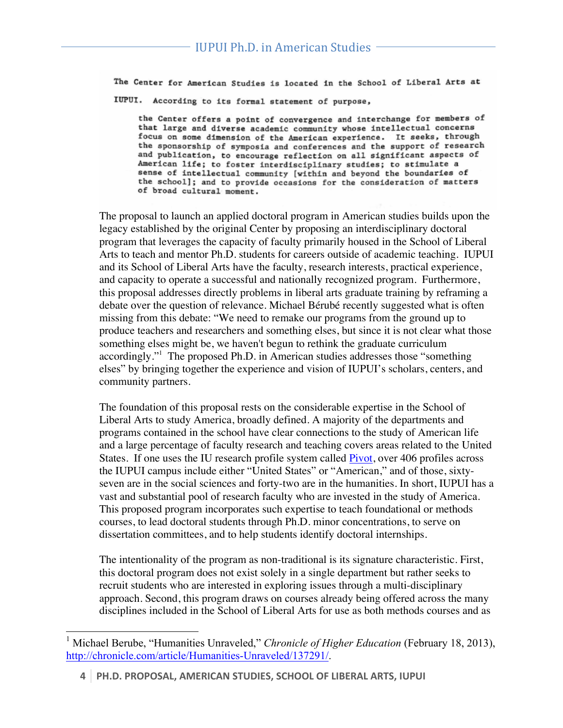The Center for American Studies is located in the School of Liberal Arts at IUPUI. According to its formal statement of purpose,

> the Center offers a point of convergence and interchange for members of that large and diverse academic community whose intellectual concerns focus on some dimension of the American experience. It seeks, through the sponsorship of symposia and conferences and the support of research and publication, to encourage reflection on all significant aspects of American life; to foster interdisciplinary studies; to stimulate a sense of intellectual community [within and beyond the boundaries of the school]; and to provide occasions for the consideration of matters of broad cultural moment.

The proposal to launch an applied doctoral program in American studies builds upon the legacy established by the original Center by proposing an interdisciplinary doctoral program that leverages the capacity of faculty primarily housed in the School of Liberal Arts to teach and mentor Ph.D. students for careers outside of academic teaching. IUPUI and its School of Liberal Arts have the faculty, research interests, practical experience, and capacity to operate a successful and nationally recognized program. Furthermore, this proposal addresses directly problems in liberal arts graduate training by reframing a debate over the question of relevance. Michael Bérubé recently suggested what is often missing from this debate: "We need to remake our programs from the ground up to produce teachers and researchers and something elses, but since it is not clear what those something elses might be, we haven't begun to rethink the graduate curriculum accordingly."[1] The proposed Ph.D. in American studies addresses those "something elses" by bringing together the experience and vision of IUPUI's scholars, centers, and community partners.

The foundation of this proposal rests on the considerable expertise in the School of Liberal Arts to study America, broadly defined. A majority of the departments and programs contained in the school have clear connections to the study of American life and a large percentage of faculty research and teaching covers areas related to the United States. If one uses the IU research profile system called [Pivot](), over 406 profiles across the IUPUI campus include either "United States" or "American," and of those, sixty-seven are in the social sciences and forty-two are in the humanities. In short, IUPUI has a vast and substantial pool of research faculty who are invested in the study of America. This proposed program incorporates such expertise to teach foundational or methods courses, to lead doctoral students through Ph.D. minor concentrations, to serve on dissertation committees, and to help students identify doctoral internships.

The intentionality of the program as non-traditional is its signature characteristic. First, this doctoral program does not exist solely in a single department but rather seeks to recruit students who are interested in exploring issues through a multi-disciplinary approach. Second, this program draws on courses already being offered across the many disciplines included in the School of Liberal Arts for use as both methods courses and as

---

[1] Michael Berube, "Humanities Unraveled," *Chronicle of Higher Education* (February 18, 2013), http://chronicle.com/article/Humanities-Unraveled/137291/.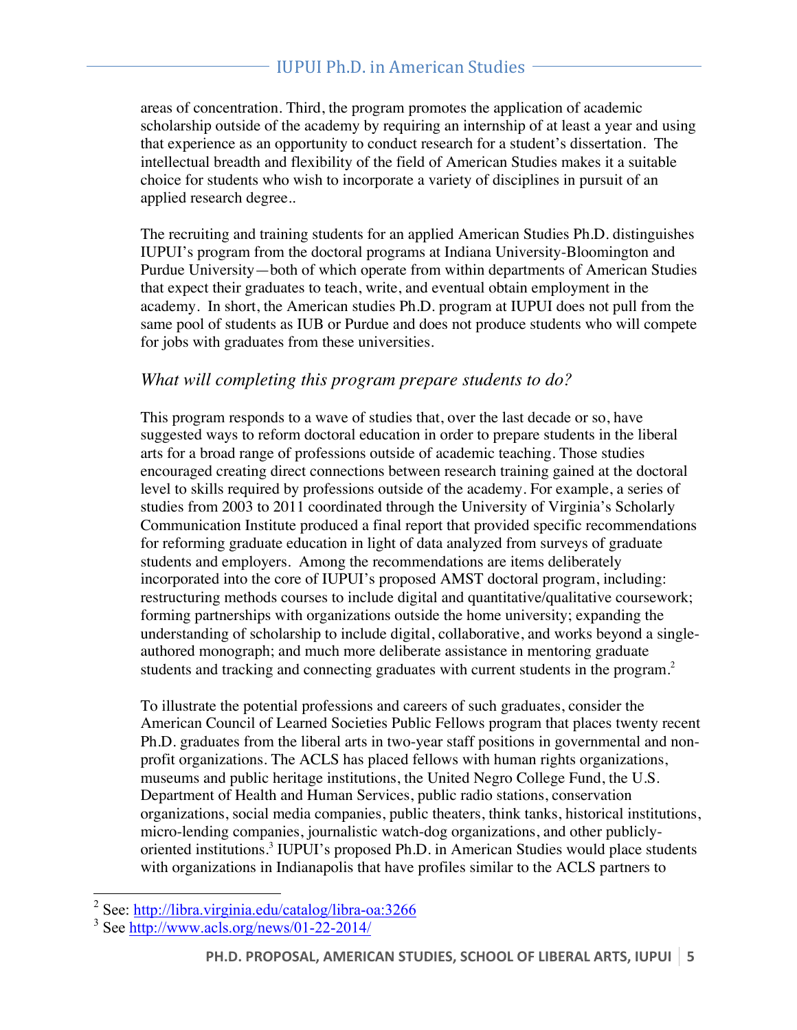areas of concentration. Third, the program promotes the application of academic scholarship outside of the academy by requiring an internship of at least a year and using that experience as an opportunity to conduct research for a student's dissertation. The intellectual breadth and flexibility of the field of American Studies makes it a suitable choice for students who wish to incorporate a variety of disciplines in pursuit of an applied research degree..

The recruiting and training students for an applied American Studies Ph.D. distinguishes IUPUI's program from the doctoral programs at Indiana University-Bloomington and Purdue University—both of which operate from within departments of American Studies that expect their graduates to teach, write, and eventual obtain employment in the academy. In short, the American studies Ph.D. program at IUPUI does not pull from the same pool of students as IUB or Purdue and does not produce students who will compete for jobs with graduates from these universities.

### *What will completing this program prepare students to do?*

This program responds to a wave of studies that, over the last decade or so, have suggested ways to reform doctoral education in order to prepare students in the liberal arts for a broad range of professions outside of academic teaching. Those studies encouraged creating direct connections between research training gained at the doctoral level to skills required by professions outside of the academy. For example, a series of studies from 2003 to 2011 coordinated through the University of Virginia's Scholarly Communication Institute produced a final report that provided specific recommendations for reforming graduate education in light of data analyzed from surveys of graduate students and employers. Among the recommendations are items deliberately incorporated into the core of IUPUI's proposed AMST doctoral program, including: restructuring methods courses to include digital and quantitative/qualitative coursework; forming partnerships with organizations outside the home university; expanding the understanding of scholarship to include digital, collaborative, and works beyond a single-authored monograph; and much more deliberate assistance in mentoring graduate students and tracking and connecting graduates with current students in the program.[2]

To illustrate the potential professions and careers of such graduates, consider the American Council of Learned Societies Public Fellows program that places twenty recent Ph.D. graduates from the liberal arts in two-year staff positions in governmental and non-profit organizations. The ACLS has placed fellows with human rights organizations, museums and public heritage institutions, the United Negro College Fund, the U.S. Department of Health and Human Services, public radio stations, conservation organizations, social media companies, public theaters, think tanks, historical institutions, micro-lending companies, journalistic watch-dog organizations, and other publicly-oriented institutions.[3] IUPUI's proposed Ph.D. in American Studies would place students with organizations in Indianapolis that have profiles similar to the ACLS partners to

---

[2] See: http://libra.virginia.edu/catalog/libra-oa:3266

[3] See http://www.acls.org/news/01-22-2014/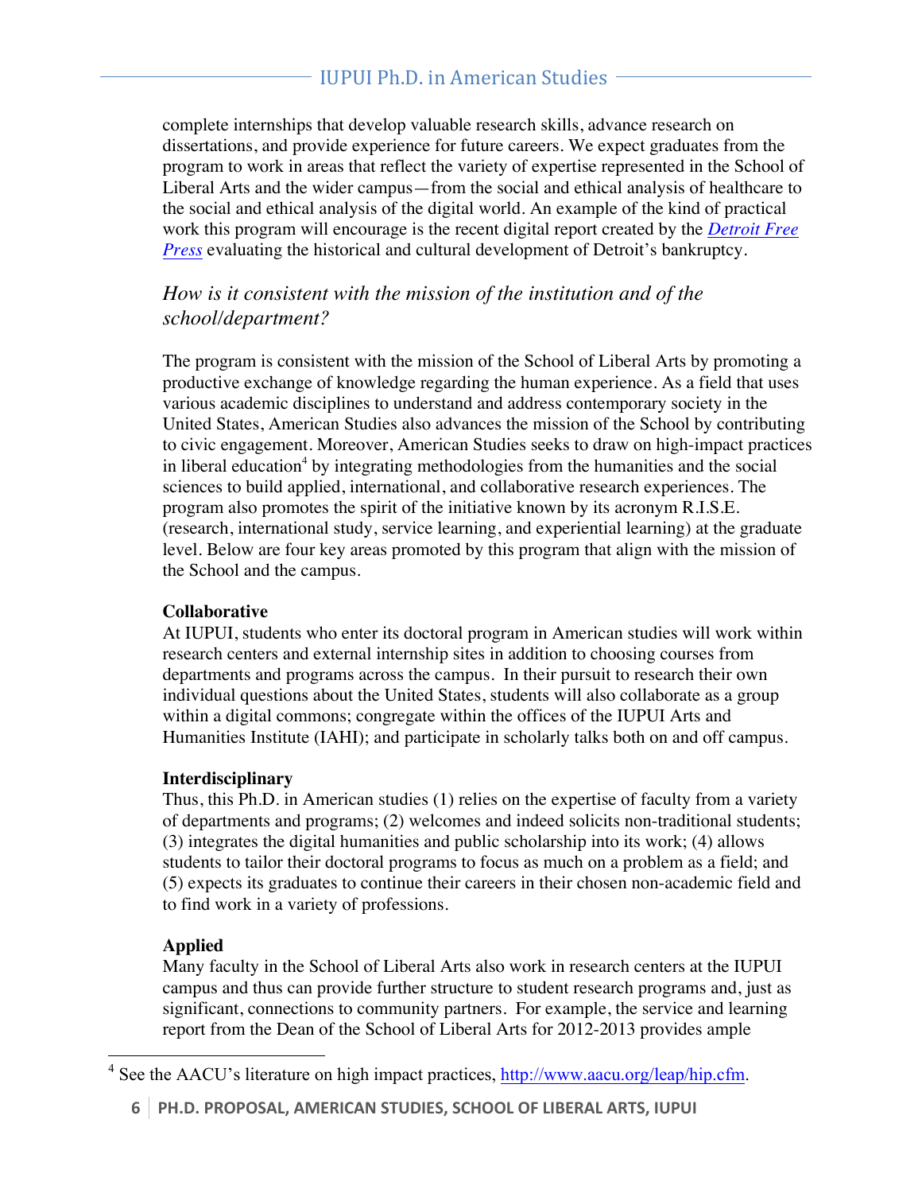complete internships that develop valuable research skills, advance research on dissertations, and provide experience for future careers. We expect graduates from the program to work in areas that reflect the variety of expertise represented in the School of Liberal Arts and the wider campus—from the social and ethical analysis of healthcare to the social and ethical analysis of the digital world. An example of the kind of practical work this program will encourage is the recent digital report created by the *Detroit Free Press* evaluating the historical and cultural development of Detroit's bankruptcy.

### *How is it consistent with the mission of the institution and of the school/department?*

The program is consistent with the mission of the School of Liberal Arts by promoting a productive exchange of knowledge regarding the human experience. As a field that uses various academic disciplines to understand and address contemporary society in the United States, American Studies also advances the mission of the School by contributing to civic engagement. Moreover, American Studies seeks to draw on high-impact practices in liberal education[4] by integrating methodologies from the humanities and the social sciences to build applied, international, and collaborative research experiences. The program also promotes the spirit of the initiative known by its acronym R.I.S.E. (research, international study, service learning, and experiential learning) at the graduate level. Below are four key areas promoted by this program that align with the mission of the School and the campus.

**Collaborative**
At IUPUI, students who enter its doctoral program in American studies will work within research centers and external internship sites in addition to choosing courses from departments and programs across the campus. In their pursuit to research their own individual questions about the United States, students will also collaborate as a group within a digital commons; congregate within the offices of the IUPUI Arts and Humanities Institute (IAHI); and participate in scholarly talks both on and off campus.

**Interdisciplinary**
Thus, this Ph.D. in American studies (1) relies on the expertise of faculty from a variety of departments and programs; (2) welcomes and indeed solicits non-traditional students; (3) integrates the digital humanities and public scholarship into its work; (4) allows students to tailor their doctoral programs to focus as much on a problem as a field; and (5) expects its graduates to continue their careers in their chosen non-academic field and to find work in a variety of professions.

**Applied**
Many faculty in the School of Liberal Arts also work in research centers at the IUPUI campus and thus can provide further structure to student research programs and, just as significant, connections to community partners. For example, the service and learning report from the Dean of the School of Liberal Arts for 2012-2013 provides ample

---

[4] See the AACU's literature on high impact practices, http://www.aacu.org/leap/hip.cfm.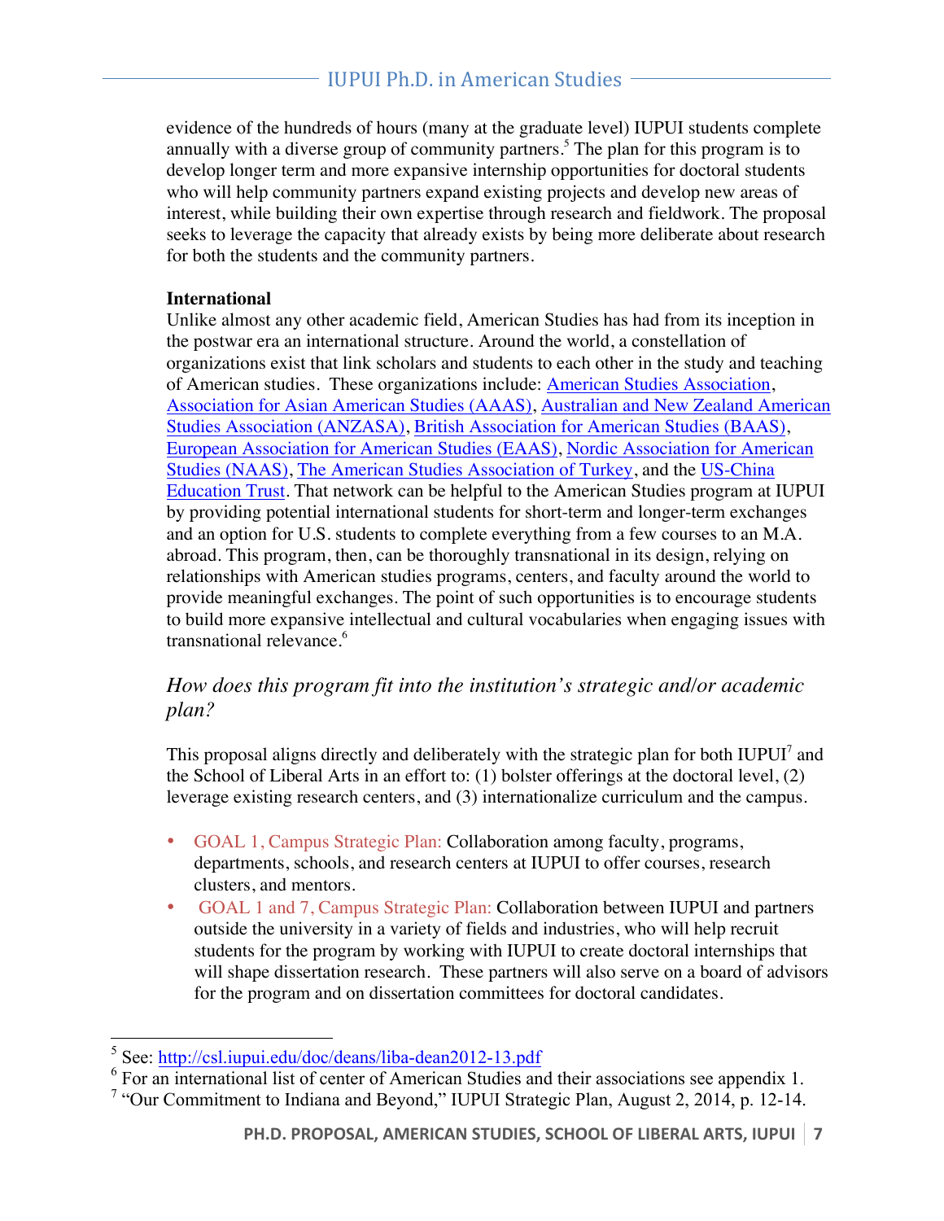evidence of the hundreds of hours (many at the graduate level) IUPUI students complete annually with a diverse group of community partners.[5] The plan for this program is to develop longer term and more expansive internship opportunities for doctoral students who will help community partners expand existing projects and develop new areas of interest, while building their own expertise through research and fieldwork. The proposal seeks to leverage the capacity that already exists by being more deliberate about research for both the students and the community partners.

**International**

Unlike almost any other academic field, American Studies has had from its inception in the postwar era an international structure. Around the world, a constellation of organizations exist that link scholars and students to each other in the study and teaching of American studies. These organizations include: American Studies Association, Association for Asian American Studies (AAAS), Australian and New Zealand American Studies Association (ANZASA), British Association for American Studies (BAAS), European Association for American Studies (EAAS), Nordic Association for American Studies (NAAS), The American Studies Association of Turkey, and the US-China Education Trust. That network can be helpful to the American Studies program at IUPUI by providing potential international students for short-term and longer-term exchanges and an option for U.S. students to complete everything from a few courses to an M.A. abroad. This program, then, can be thoroughly transnational in its design, relying on relationships with American studies programs, centers, and faculty around the world to provide meaningful exchanges. The point of such opportunities is to encourage students to build more expansive intellectual and cultural vocabularies when engaging issues with transnational relevance.[6]

### *How does this program fit into the institution's strategic and/or academic plan?*

This proposal aligns directly and deliberately with the strategic plan for both IUPUI[7] and the School of Liberal Arts in an effort to: (1) bolster offerings at the doctoral level, (2) leverage existing research centers, and (3) internationalize curriculum and the campus.

- GOAL 1, Campus Strategic Plan: Collaboration among faculty, programs, departments, schools, and research centers at IUPUI to offer courses, research clusters, and mentors.
- GOAL 1 and 7, Campus Strategic Plan: Collaboration between IUPUI and partners outside the university in a variety of fields and industries, who will help recruit students for the program by working with IUPUI to create doctoral internships that will shape dissertation research. These partners will also serve on a board of advisors for the program and on dissertation committees for doctoral candidates.

---

[5] See: http://csl.iupui.edu/doc/deans/liba-dean2012-13.pdf

[6] For an international list of center of American Studies and their associations see appendix 1.

[7] "Our Commitment to Indiana and Beyond," IUPUI Strategic Plan, August 2, 2014, p. 12-14.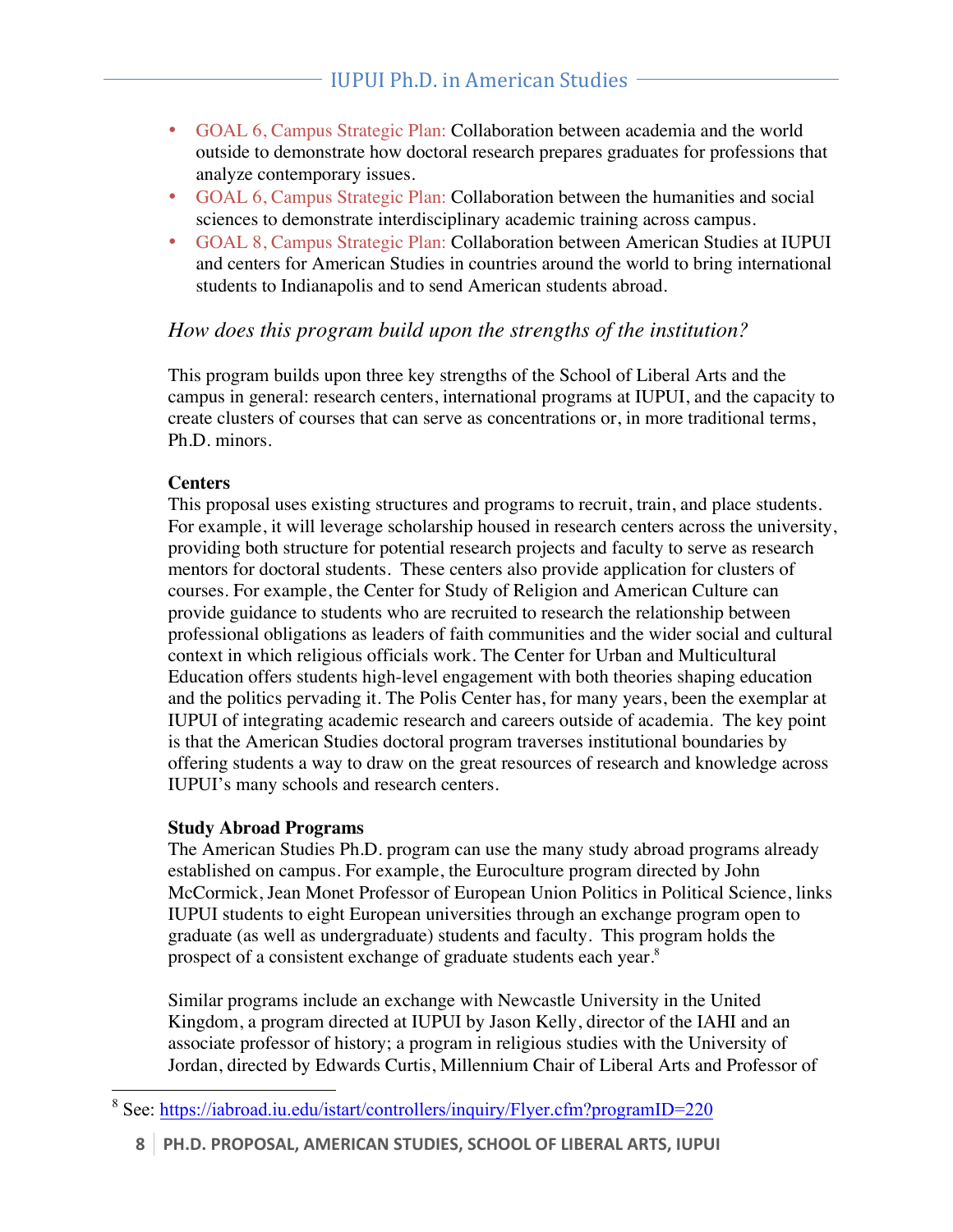- GOAL 6, Campus Strategic Plan: Collaboration between academia and the world outside to demonstrate how doctoral research prepares graduates for professions that analyze contemporary issues.
- GOAL 6, Campus Strategic Plan: Collaboration between the humanities and social sciences to demonstrate interdisciplinary academic training across campus.
- GOAL 8, Campus Strategic Plan: Collaboration between American Studies at IUPUI and centers for American Studies in countries around the world to bring international students to Indianapolis and to send American students abroad.

*How does this program build upon the strengths of the institution?*

This program builds upon three key strengths of the School of Liberal Arts and the campus in general: research centers, international programs at IUPUI, and the capacity to create clusters of courses that can serve as concentrations or, in more traditional terms, Ph.D. minors.

**Centers**

This proposal uses existing structures and programs to recruit, train, and place students. For example, it will leverage scholarship housed in research centers across the university, providing both structure for potential research projects and faculty to serve as research mentors for doctoral students. These centers also provide application for clusters of courses. For example, the Center for Study of Religion and American Culture can provide guidance to students who are recruited to research the relationship between professional obligations as leaders of faith communities and the wider social and cultural context in which religious officials work. The Center for Urban and Multicultural Education offers students high-level engagement with both theories shaping education and the politics pervading it. The Polis Center has, for many years, been the exemplar at IUPUI of integrating academic research and careers outside of academia. The key point is that the American Studies doctoral program traverses institutional boundaries by offering students a way to draw on the great resources of research and knowledge across IUPUI's many schools and research centers.

**Study Abroad Programs**

The American Studies Ph.D. program can use the many study abroad programs already established on campus. For example, the Euroculture program directed by John McCormick, Jean Monet Professor of European Union Politics in Political Science, links IUPUI students to eight European universities through an exchange program open to graduate (as well as undergraduate) students and faculty. This program holds the prospect of a consistent exchange of graduate students each year.[8]

Similar programs include an exchange with Newcastle University in the United Kingdom, a program directed at IUPUI by Jason Kelly, director of the IAHI and an associate professor of history; a program in religious studies with the University of Jordan, directed by Edwards Curtis, Millennium Chair of Liberal Arts and Professor of

[8] See: https://iabroad.iu.edu/istart/controllers/inquiry/Flyer.cfm?programID=220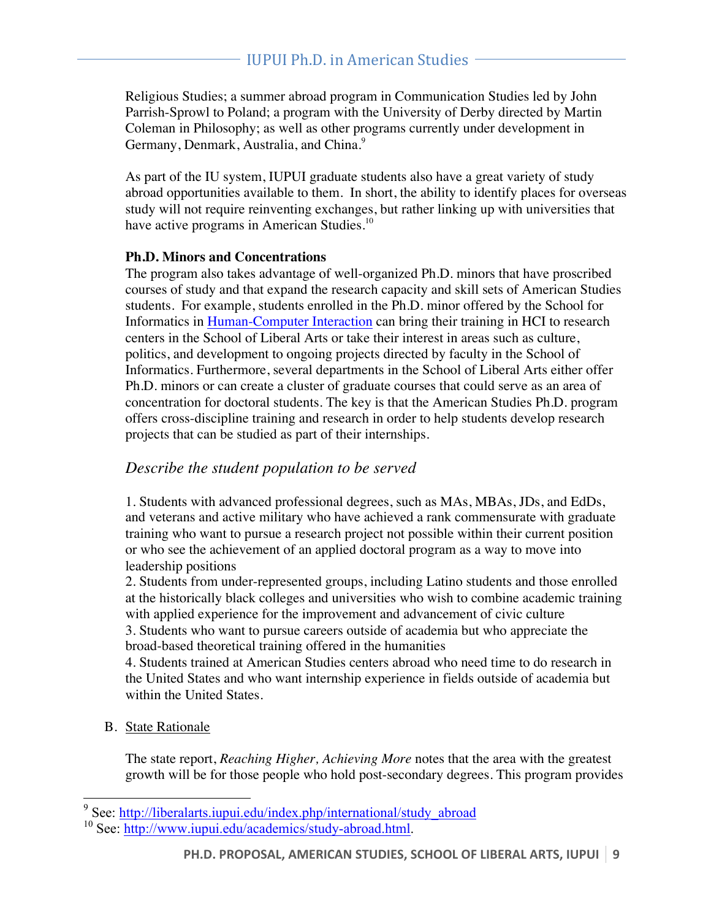Religious Studies; a summer abroad program in Communication Studies led by John Parrish-Sprowl to Poland; a program with the University of Derby directed by Martin Coleman in Philosophy; as well as other programs currently under development in Germany, Denmark, Australia, and China.[9]

As part of the IU system, IUPUI graduate students also have a great variety of study abroad opportunities available to them. In short, the ability to identify places for overseas study will not require reinventing exchanges, but rather linking up with universities that have active programs in American Studies.[10]

**Ph.D. Minors and Concentrations**

The program also takes advantage of well-organized Ph.D. minors that have proscribed courses of study and that expand the research capacity and skill sets of American Studies students. For example, students enrolled in the Ph.D. minor offered by the School for Informatics in Human-Computer Interaction can bring their training in HCI to research centers in the School of Liberal Arts or take their interest in areas such as culture, politics, and development to ongoing projects directed by faculty in the School of Informatics. Furthermore, several departments in the School of Liberal Arts either offer Ph.D. minors or can create a cluster of graduate courses that could serve as an area of concentration for doctoral students. The key is that the American Studies Ph.D. program offers cross-discipline training and research in order to help students develop research projects that can be studied as part of their internships.

### *Describe the student population to be served*

1. Students with advanced professional degrees, such as MAs, MBAs, JDs, and EdDs, and veterans and active military who have achieved a rank commensurate with graduate training who want to pursue a research project not possible within their current position or who see the achievement of an applied doctoral program as a way to move into leadership positions
2. Students from under-represented groups, including Latino students and those enrolled at the historically black colleges and universities who wish to combine academic training with applied experience for the improvement and advancement of civic culture
3. Students who want to pursue careers outside of academia but who appreciate the broad-based theoretical training offered in the humanities
4. Students trained at American Studies centers abroad who need time to do research in the United States and who want internship experience in fields outside of academia but within the United States.

B. State Rationale

The state report, *Reaching Higher, Achieving More* notes that the area with the greatest growth will be for those people who hold post-secondary degrees. This program provides

---

[9] See: http://liberalarts.iupui.edu/index.php/international/study_abroad

[10] See: http://www.iupui.edu/academics/study-abroad.html.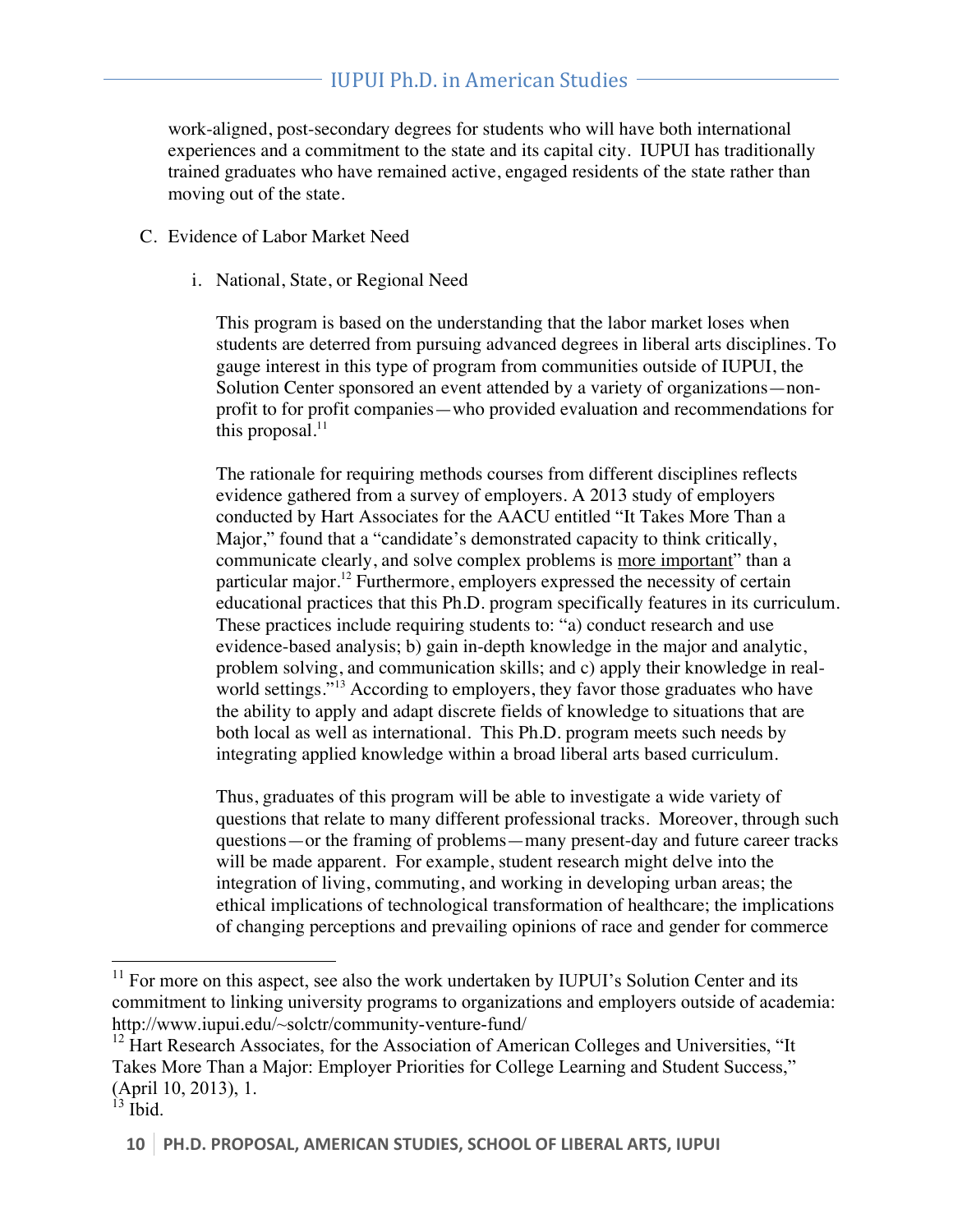work-aligned, post-secondary degrees for students who will have both international experiences and a commitment to the state and its capital city. IUPUI has traditionally trained graduates who have remained active, engaged residents of the state rather than moving out of the state.

C. Evidence of Labor Market Need

i. National, State, or Regional Need

This program is based on the understanding that the labor market loses when students are deterred from pursuing advanced degrees in liberal arts disciplines. To gauge interest in this type of program from communities outside of IUPUI, the Solution Center sponsored an event attended by a variety of organizations—non-profit to for profit companies—who provided evaluation and recommendations for this proposal.[11]

The rationale for requiring methods courses from different disciplines reflects evidence gathered from a survey of employers. A 2013 study of employers conducted by Hart Associates for the AACU entitled "It Takes More Than a Major," found that a "candidate's demonstrated capacity to think critically, communicate clearly, and solve complex problems is <u>more important</u>" than a particular major.[12] Furthermore, employers expressed the necessity of certain educational practices that this Ph.D. program specifically features in its curriculum. These practices include requiring students to: "a) conduct research and use evidence-based analysis; b) gain in-depth knowledge in the major and analytic, problem solving, and communication skills; and c) apply their knowledge in real-world settings."[13] According to employers, they favor those graduates who have the ability to apply and adapt discrete fields of knowledge to situations that are both local as well as international. This Ph.D. program meets such needs by integrating applied knowledge within a broad liberal arts based curriculum.

Thus, graduates of this program will be able to investigate a wide variety of questions that relate to many different professional tracks. Moreover, through such questions—or the framing of problems—many present-day and future career tracks will be made apparent. For example, student research might delve into the integration of living, commuting, and working in developing urban areas; the ethical implications of technological transformation of healthcare; the implications of changing perceptions and prevailing opinions of race and gender for commerce

---

[11] For more on this aspect, see also the work undertaken by IUPUI's Solution Center and its commitment to linking university programs to organizations and employers outside of academia: http://www.iupui.edu/~solctr/community-venture-fund/

[12] Hart Research Associates, for the Association of American Colleges and Universities, "It Takes More Than a Major: Employer Priorities for College Learning and Student Success," (April 10, 2013), 1.

[13] Ibid.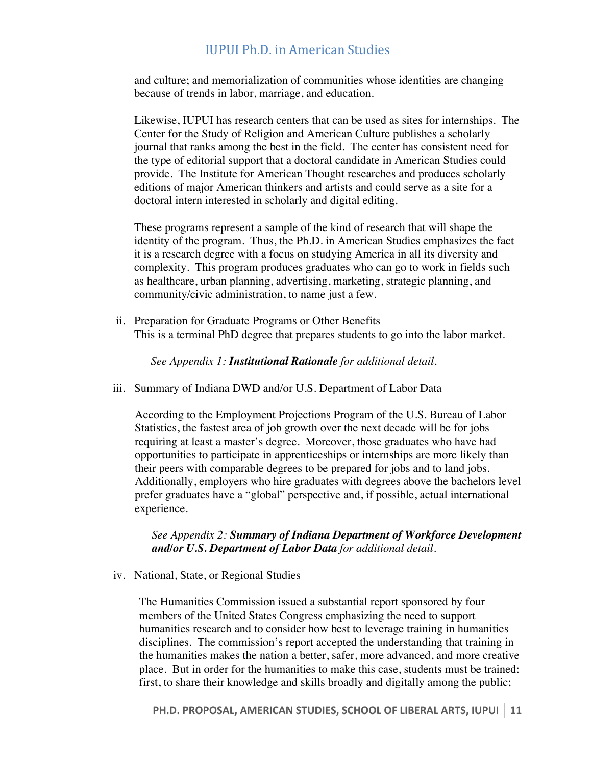and culture; and memorialization of communities whose identities are changing because of trends in labor, marriage, and education.

Likewise, IUPUI has research centers that can be used as sites for internships. The Center for the Study of Religion and American Culture publishes a scholarly journal that ranks among the best in the field. The center has consistent need for the type of editorial support that a doctoral candidate in American Studies could provide. The Institute for American Thought researches and produces scholarly editions of major American thinkers and artists and could serve as a site for a doctoral intern interested in scholarly and digital editing.

These programs represent a sample of the kind of research that will shape the identity of the program. Thus, the Ph.D. in American Studies emphasizes the fact it is a research degree with a focus on studying America in all its diversity and complexity. This program produces graduates who can go to work in fields such as healthcare, urban planning, advertising, marketing, strategic planning, and community/civic administration, to name just a few.

ii. Preparation for Graduate Programs or Other Benefits
This is a terminal PhD degree that prepares students to go into the labor market.

*See Appendix 1: **Institutional Rationale** for additional detail.*

iii. Summary of Indiana DWD and/or U.S. Department of Labor Data

According to the Employment Projections Program of the U.S. Bureau of Labor Statistics, the fastest area of job growth over the next decade will be for jobs requiring at least a master's degree. Moreover, those graduates who have had opportunities to participate in apprenticeships or internships are more likely than their peers with comparable degrees to be prepared for jobs and to land jobs. Additionally, employers who hire graduates with degrees above the bachelors level prefer graduates have a "global" perspective and, if possible, actual international experience.

*See Appendix 2: **Summary of Indiana Department of Workforce Development and/or U.S. Department of Labor Data** for additional detail.*

iv. National, State, or Regional Studies

The Humanities Commission issued a substantial report sponsored by four members of the United States Congress emphasizing the need to support humanities research and to consider how best to leverage training in humanities disciplines. The commission's report accepted the understanding that training in the humanities makes the nation a better, safer, more advanced, and more creative place. But in order for the humanities to make this case, students must be trained: first, to share their knowledge and skills broadly and digitally among the public;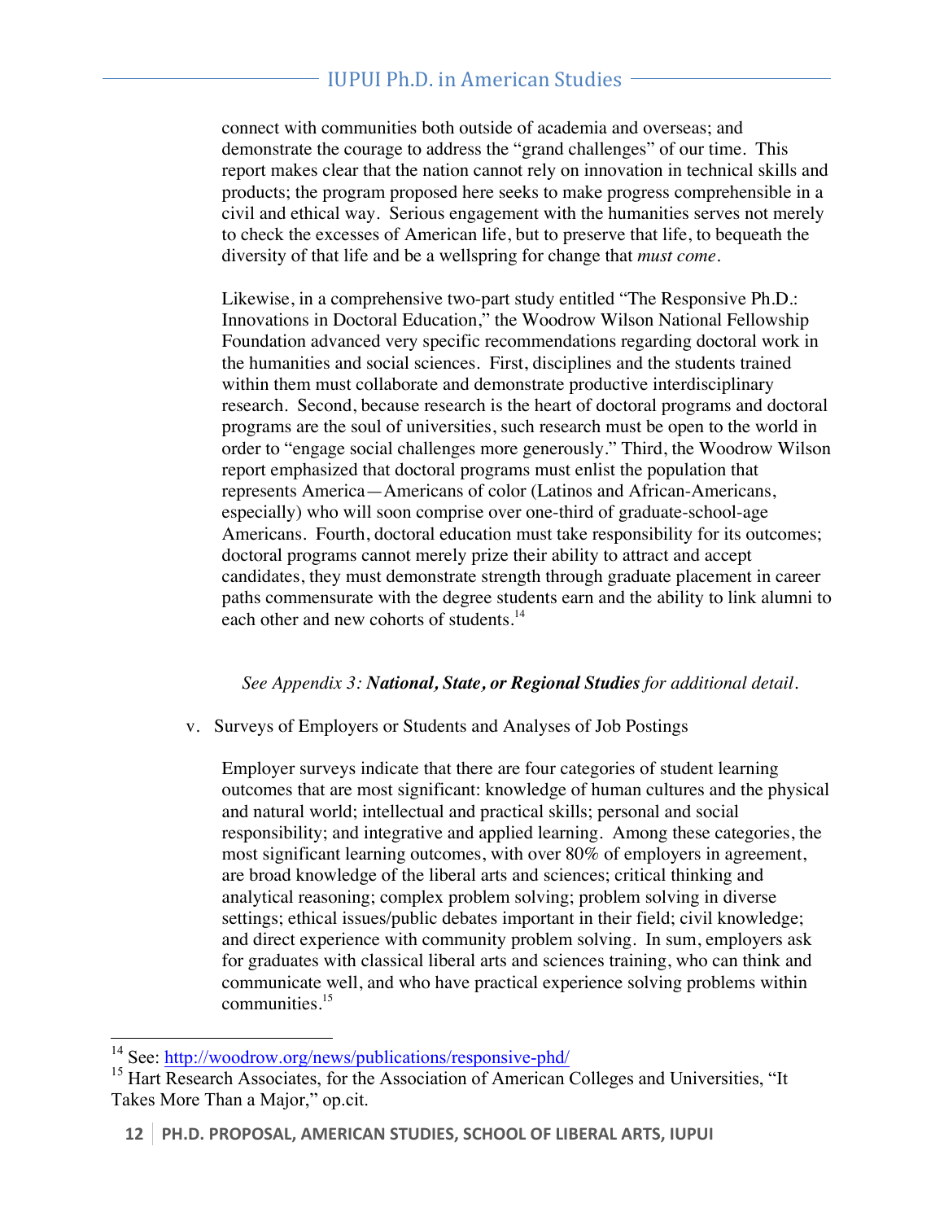connect with communities both outside of academia and overseas; and demonstrate the courage to address the "grand challenges" of our time. This report makes clear that the nation cannot rely on innovation in technical skills and products; the program proposed here seeks to make progress comprehensible in a civil and ethical way. Serious engagement with the humanities serves not merely to check the excesses of American life, but to preserve that life, to bequeath the diversity of that life and be a wellspring for change that *must come*.

Likewise, in a comprehensive two-part study entitled "The Responsive Ph.D.: Innovations in Doctoral Education," the Woodrow Wilson National Fellowship Foundation advanced very specific recommendations regarding doctoral work in the humanities and social sciences. First, disciplines and the students trained within them must collaborate and demonstrate productive interdisciplinary research. Second, because research is the heart of doctoral programs and doctoral programs are the soul of universities, such research must be open to the world in order to "engage social challenges more generously." Third, the Woodrow Wilson report emphasized that doctoral programs must enlist the population that represents America—Americans of color (Latinos and African-Americans, especially) who will soon comprise over one-third of graduate-school-age Americans. Fourth, doctoral education must take responsibility for its outcomes; doctoral programs cannot merely prize their ability to attract and accept candidates, they must demonstrate strength through graduate placement in career paths commensurate with the degree students earn and the ability to link alumni to each other and new cohorts of students.[14]

*See Appendix 3:* ***National, State, or Regional Studies*** *for additional detail.*

v. Surveys of Employers or Students and Analyses of Job Postings

Employer surveys indicate that there are four categories of student learning outcomes that are most significant: knowledge of human cultures and the physical and natural world; intellectual and practical skills; personal and social responsibility; and integrative and applied learning. Among these categories, the most significant learning outcomes, with over 80% of employers in agreement, are broad knowledge of the liberal arts and sciences; critical thinking and analytical reasoning; complex problem solving; problem solving in diverse settings; ethical issues/public debates important in their field; civil knowledge; and direct experience with community problem solving. In sum, employers ask for graduates with classical liberal arts and sciences training, who can think and communicate well, and who have practical experience solving problems within communities.[15]

---

[14] See: http://woodrow.org/news/publications/responsive-phd/

[15] Hart Research Associates, for the Association of American Colleges and Universities, "It Takes More Than a Major," op.cit.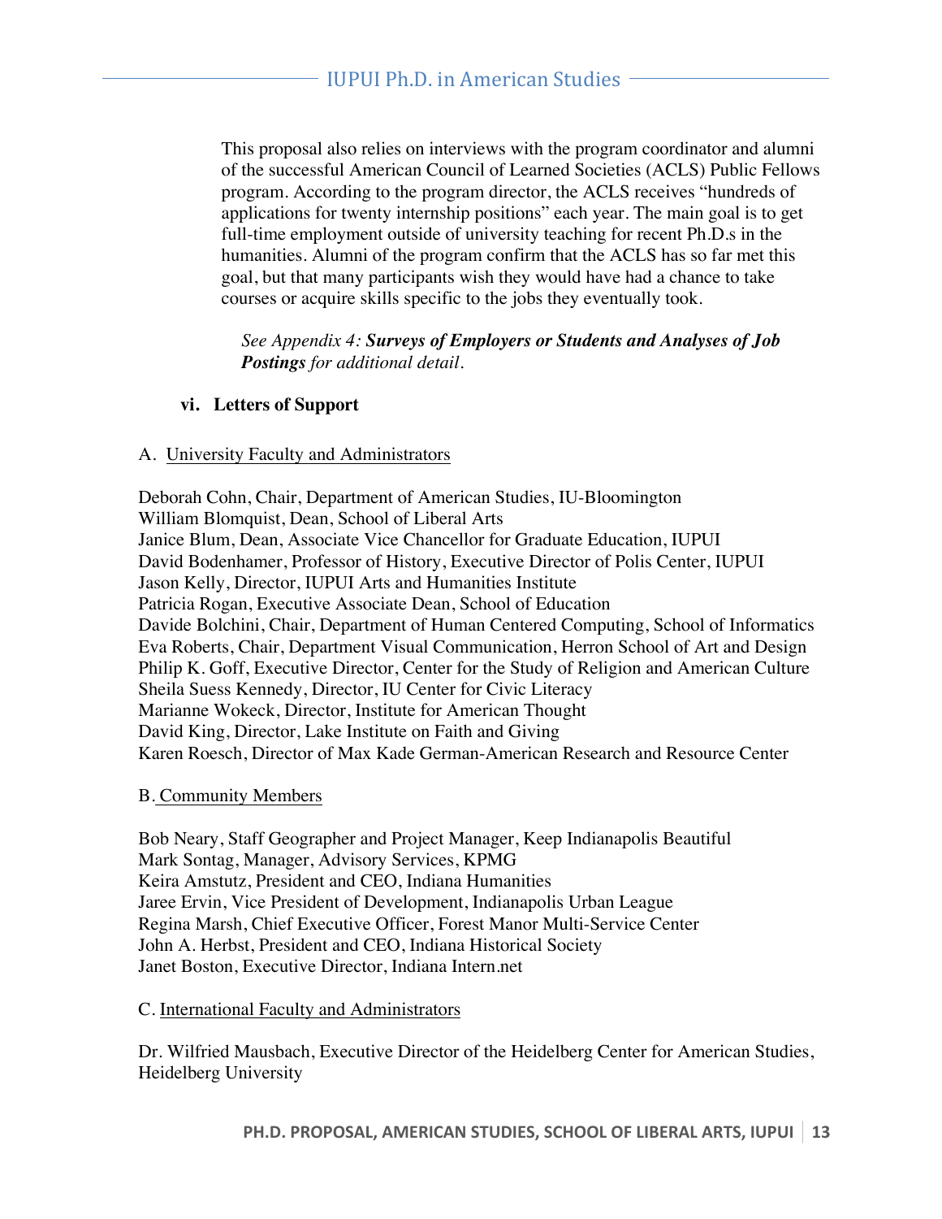This proposal also relies on interviews with the program coordinator and alumni of the successful American Council of Learned Societies (ACLS) Public Fellows program. According to the program director, the ACLS receives "hundreds of applications for twenty internship positions" each year. The main goal is to get full-time employment outside of university teaching for recent Ph.D.s in the humanities. Alumni of the program confirm that the ACLS has so far met this goal, but that many participants wish they would have had a chance to take courses or acquire skills specific to the jobs they eventually took.

*See Appendix 4:* ***Surveys of Employers or Students and Analyses of Job Postings*** *for additional detail.*

### vi. Letters of Support

A. University Faculty and Administrators

Deborah Cohn, Chair, Department of American Studies, IU-Bloomington
William Blomquist, Dean, School of Liberal Arts
Janice Blum, Dean, Associate Vice Chancellor for Graduate Education, IUPUI
David Bodenhamer, Professor of History, Executive Director of Polis Center, IUPUI
Jason Kelly, Director, IUPUI Arts and Humanities Institute
Patricia Rogan, Executive Associate Dean, School of Education
Davide Bolchini, Chair, Department of Human Centered Computing, School of Informatics
Eva Roberts, Chair, Department Visual Communication, Herron School of Art and Design
Philip K. Goff, Executive Director, Center for the Study of Religion and American Culture
Sheila Suess Kennedy, Director, IU Center for Civic Literacy
Marianne Wokeck, Director, Institute for American Thought
David King, Director, Lake Institute on Faith and Giving
Karen Roesch, Director of Max Kade German-American Research and Resource Center

B. Community Members

Bob Neary, Staff Geographer and Project Manager, Keep Indianapolis Beautiful
Mark Sontag, Manager, Advisory Services, KPMG
Keira Amstutz, President and CEO, Indiana Humanities
Jaree Ervin, Vice President of Development, Indianapolis Urban League
Regina Marsh, Chief Executive Officer, Forest Manor Multi-Service Center
John A. Herbst, President and CEO, Indiana Historical Society
Janet Boston, Executive Director, Indiana Intern.net

C. International Faculty and Administrators

Dr. Wilfried Mausbach, Executive Director of the Heidelberg Center for American Studies, Heidelberg University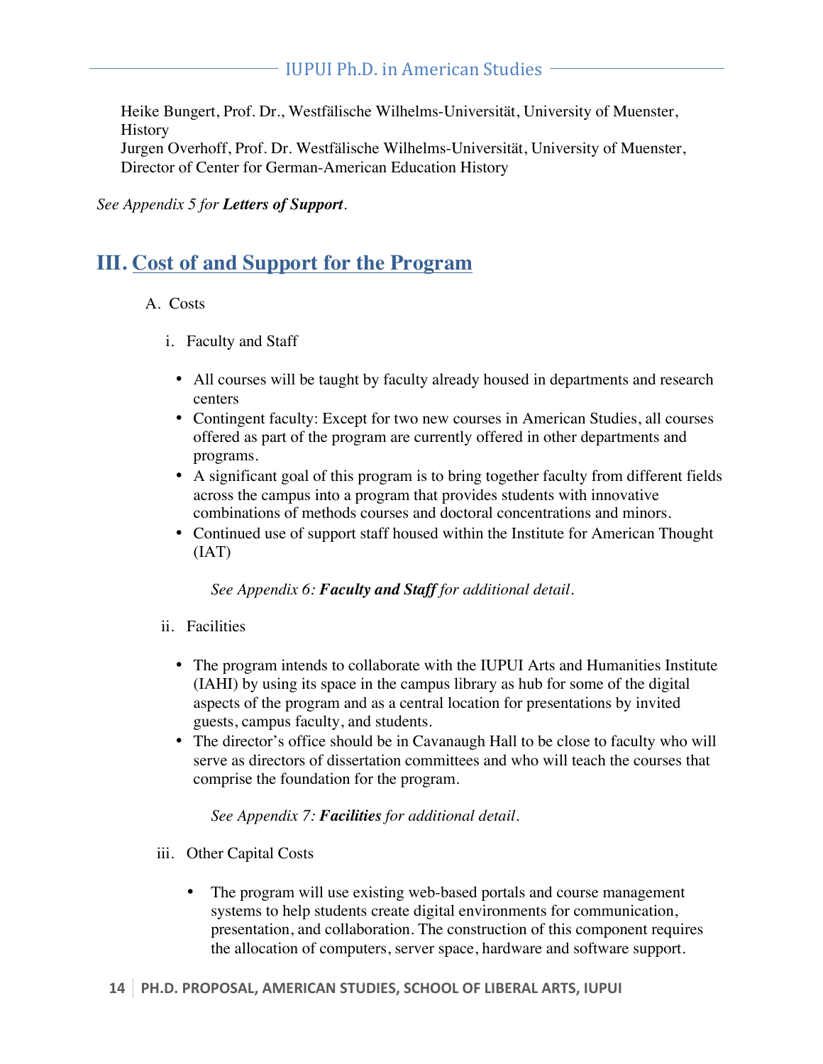Heike Bungert, Prof. Dr., Westfälische Wilhelms-Universität, University of Muenster, History
Jurgen Overhoff, Prof. Dr. Westfälische Wilhelms-Universität, University of Muenster, Director of Center for German-American Education History

*See Appendix 5 for **Letters of Support**.*

## III. Cost of and Support for the Program

A. Costs

i. Faculty and Staff

- All courses will be taught by faculty already housed in departments and research centers
- Contingent faculty: Except for two new courses in American Studies, all courses offered as part of the program are currently offered in other departments and programs.
- A significant goal of this program is to bring together faculty from different fields across the campus into a program that provides students with innovative combinations of methods courses and doctoral concentrations and minors.
- Continued use of support staff housed within the Institute for American Thought (IAT)

*See Appendix 6: **Faculty and Staff** for additional detail.*

ii. Facilities

- The program intends to collaborate with the IUPUI Arts and Humanities Institute (IAHI) by using its space in the campus library as hub for some of the digital aspects of the program and as a central location for presentations by invited guests, campus faculty, and students.
- The director's office should be in Cavanaugh Hall to be close to faculty who will serve as directors of dissertation committees and who will teach the courses that comprise the foundation for the program.

*See Appendix 7: **Facilities** for additional detail.*

iii. Other Capital Costs

- The program will use existing web-based portals and course management systems to help students create digital environments for communication, presentation, and collaboration. The construction of this component requires the allocation of computers, server space, hardware and software support.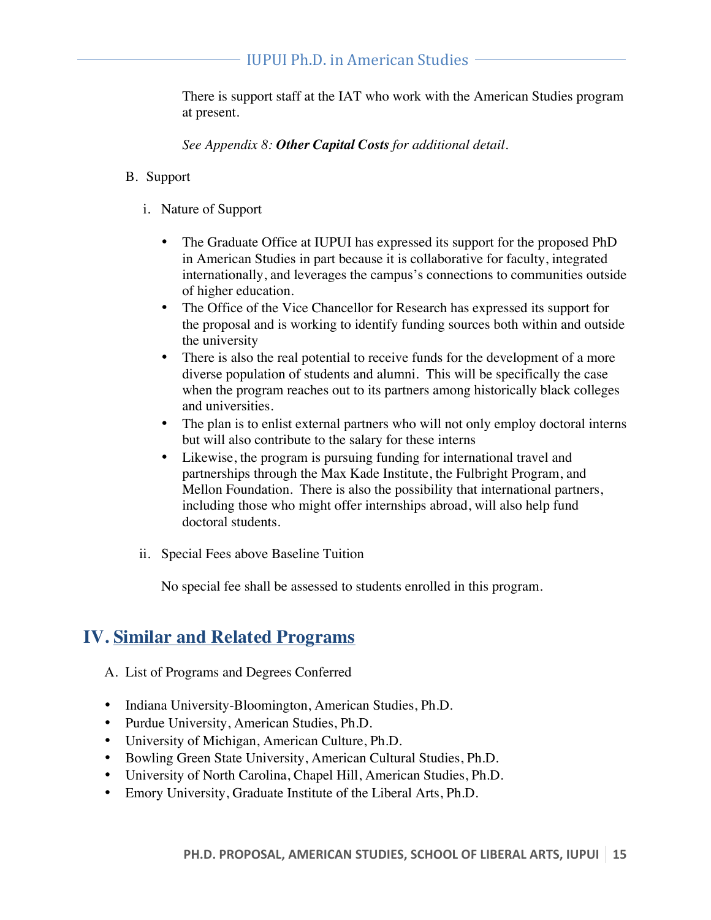There is support staff at the IAT who work with the American Studies program at present.

*See Appendix 8:* ***Other Capital Costs*** *for additional detail.*

B. Support

i. Nature of Support

- The Graduate Office at IUPUI has expressed its support for the proposed PhD in American Studies in part because it is collaborative for faculty, integrated internationally, and leverages the campus's connections to communities outside of higher education.
- The Office of the Vice Chancellor for Research has expressed its support for the proposal and is working to identify funding sources both within and outside the university
- There is also the real potential to receive funds for the development of a more diverse population of students and alumni. This will be specifically the case when the program reaches out to its partners among historically black colleges and universities.
- The plan is to enlist external partners who will not only employ doctoral interns but will also contribute to the salary for these interns
- Likewise, the program is pursuing funding for international travel and partnerships through the Max Kade Institute, the Fulbright Program, and Mellon Foundation. There is also the possibility that international partners, including those who might offer internships abroad, will also help fund doctoral students.

ii. Special Fees above Baseline Tuition

No special fee shall be assessed to students enrolled in this program.

# IV. Similar and Related Programs

A. List of Programs and Degrees Conferred

- Indiana University-Bloomington, American Studies, Ph.D.
- Purdue University, American Studies, Ph.D.
- University of Michigan, American Culture, Ph.D.
- Bowling Green State University, American Cultural Studies, Ph.D.
- University of North Carolina, Chapel Hill, American Studies, Ph.D.
- Emory University, Graduate Institute of the Liberal Arts, Ph.D.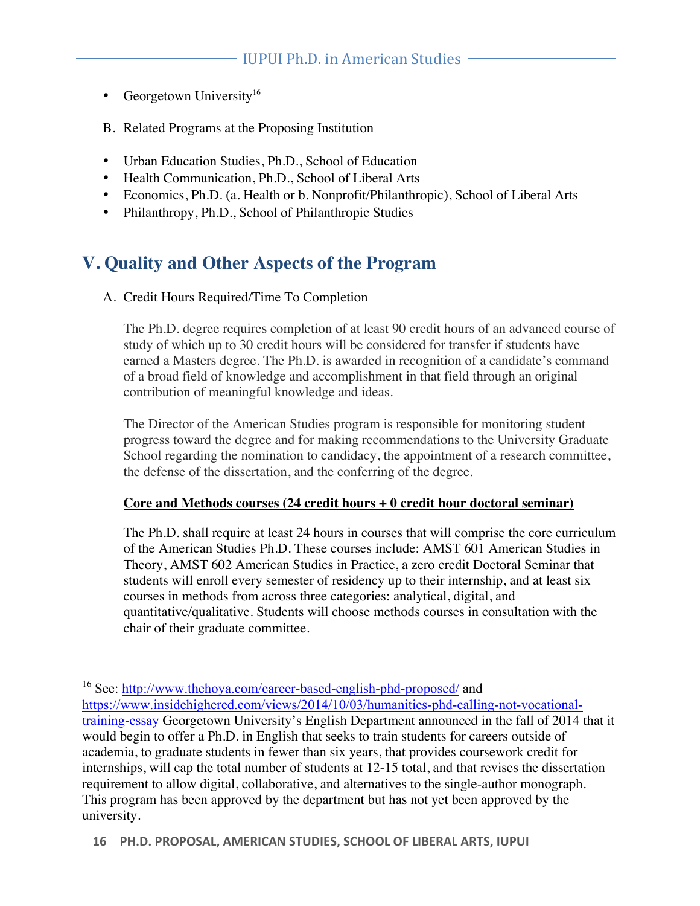- Georgetown University[16]

B. Related Programs at the Proposing Institution

- Urban Education Studies, Ph.D., School of Education
- Health Communication, Ph.D., School of Liberal Arts
- Economics, Ph.D. (a. Health or b. Nonprofit/Philanthropic), School of Liberal Arts
- Philanthropy, Ph.D., School of Philanthropic Studies

## V. Quality and Other Aspects of the Program

A. Credit Hours Required/Time To Completion

The Ph.D. degree requires completion of at least 90 credit hours of an advanced course of study of which up to 30 credit hours will be considered for transfer if students have earned a Masters degree. The Ph.D. is awarded in recognition of a candidate's command of a broad field of knowledge and accomplishment in that field through an original contribution of meaningful knowledge and ideas.

The Director of the American Studies program is responsible for monitoring student progress toward the degree and for making recommendations to the University Graduate School regarding the nomination to candidacy, the appointment of a research committee, the defense of the dissertation, and the conferring of the degree.

**Core and Methods courses (24 credit hours + 0 credit hour doctoral seminar)**

The Ph.D. shall require at least 24 hours in courses that will comprise the core curriculum of the American Studies Ph.D. These courses include: AMST 601 American Studies in Theory, AMST 602 American Studies in Practice, a zero credit Doctoral Seminar that students will enroll every semester of residency up to their internship, and at least six courses in methods from across three categories: analytical, digital, and quantitative/qualitative. Students will choose methods courses in consultation with the chair of their graduate committee.

---

[16] See: http://www.thehoya.com/career-based-english-phd-proposed/ and https://www.insidehighered.com/views/2014/10/03/humanities-phd-calling-not-vocational-training-essay Georgetown University's English Department announced in the fall of 2014 that it would begin to offer a Ph.D. in English that seeks to train students for careers outside of academia, to graduate students in fewer than six years, that provides coursework credit for internships, will cap the total number of students at 12-15 total, and that revises the dissertation requirement to allow digital, collaborative, and alternatives to the single-author monograph. This program has been approved by the department but has not yet been approved by the university.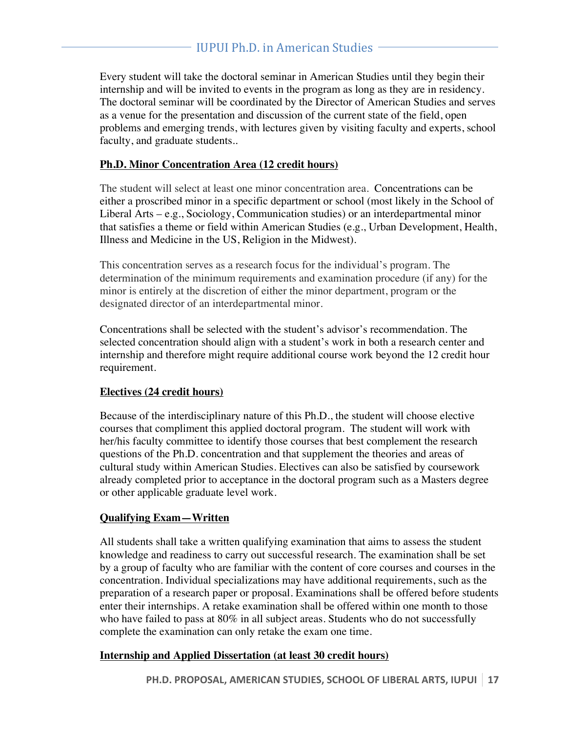Every student will take the doctoral seminar in American Studies until they begin their internship and will be invited to events in the program as long as they are in residency. The doctoral seminar will be coordinated by the Director of American Studies and serves as a venue for the presentation and discussion of the current state of the field, open problems and emerging trends, with lectures given by visiting faculty and experts, school faculty, and graduate students..

**Ph.D. Minor Concentration Area (12 credit hours)**

The student will select at least one minor concentration area. Concentrations can be either a proscribed minor in a specific department or school (most likely in the School of Liberal Arts – e.g., Sociology, Communication studies) or an interdepartmental minor that satisfies a theme or field within American Studies (e.g., Urban Development, Health, Illness and Medicine in the US, Religion in the Midwest).

This concentration serves as a research focus for the individual's program. The determination of the minimum requirements and examination procedure (if any) for the minor is entirely at the discretion of either the minor department, program or the designated director of an interdepartmental minor.

Concentrations shall be selected with the student's advisor's recommendation. The selected concentration should align with a student's work in both a research center and internship and therefore might require additional course work beyond the 12 credit hour requirement.

**Electives (24 credit hours)**

Because of the interdisciplinary nature of this Ph.D., the student will choose elective courses that compliment this applied doctoral program. The student will work with her/his faculty committee to identify those courses that best complement the research questions of the Ph.D. concentration and that supplement the theories and areas of cultural study within American Studies. Electives can also be satisfied by coursework already completed prior to acceptance in the doctoral program such as a Masters degree or other applicable graduate level work.

**Qualifying Exam—Written**

All students shall take a written qualifying examination that aims to assess the student knowledge and readiness to carry out successful research. The examination shall be set by a group of faculty who are familiar with the content of core courses and courses in the concentration. Individual specializations may have additional requirements, such as the preparation of a research paper or proposal. Examinations shall be offered before students enter their internships. A retake examination shall be offered within one month to those who have failed to pass at 80% in all subject areas. Students who do not successfully complete the examination can only retake the exam one time.

**Internship and Applied Dissertation (at least 30 credit hours)**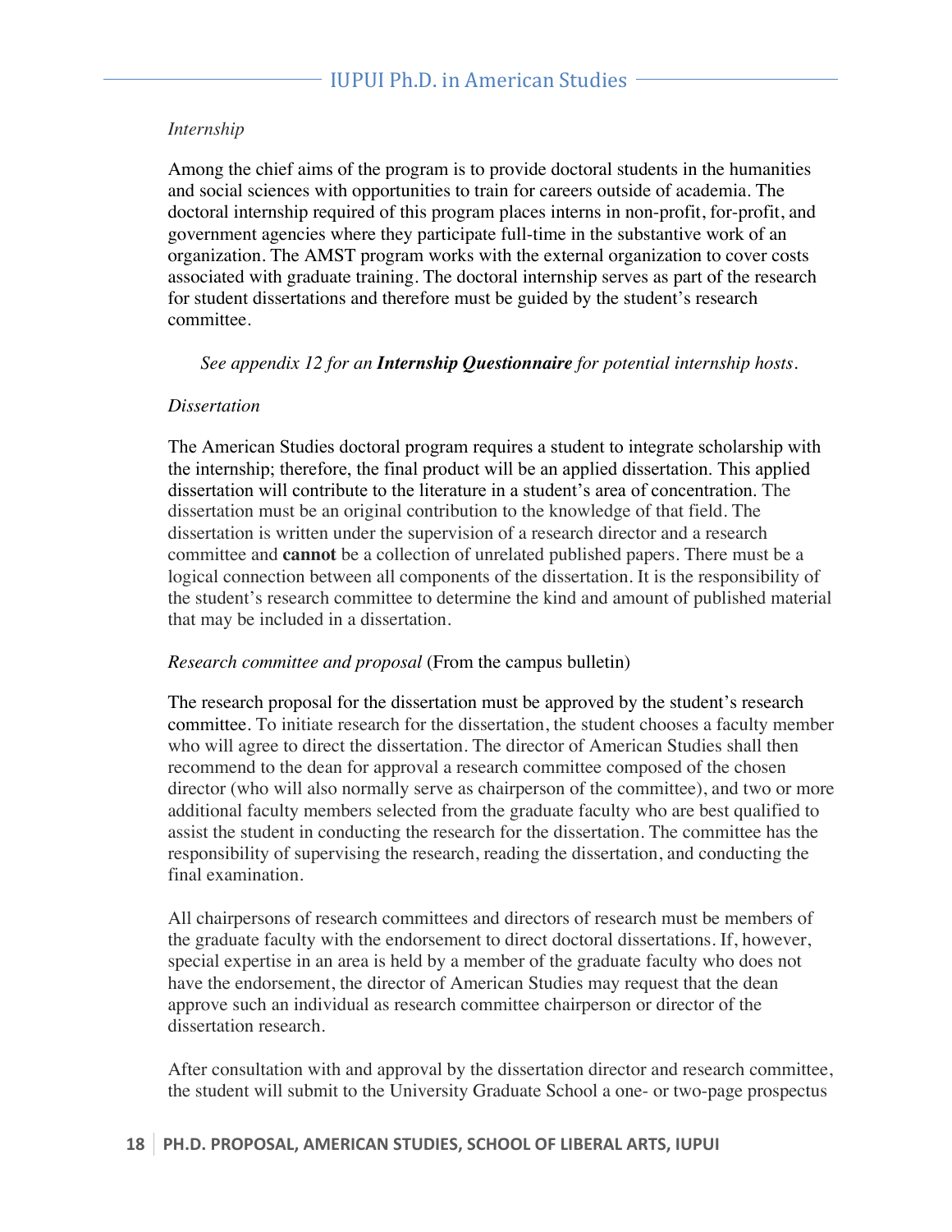*Internship*

Among the chief aims of the program is to provide doctoral students in the humanities and social sciences with opportunities to train for careers outside of academia. The doctoral internship required of this program places interns in non-profit, for-profit, and government agencies where they participate full-time in the substantive work of an organization. The AMST program works with the external organization to cover costs associated with graduate training. The doctoral internship serves as part of the research for student dissertations and therefore must be guided by the student's research committee.

*See appendix 12 for an **Internship Questionnaire** for potential internship hosts.*

*Dissertation*

The American Studies doctoral program requires a student to integrate scholarship with the internship; therefore, the final product will be an applied dissertation. This applied dissertation will contribute to the literature in a student's area of concentration. The dissertation must be an original contribution to the knowledge of that field. The dissertation is written under the supervision of a research director and a research committee and **cannot** be a collection of unrelated published papers. There must be a logical connection between all components of the dissertation. It is the responsibility of the student's research committee to determine the kind and amount of published material that may be included in a dissertation.

*Research committee and proposal* (From the campus bulletin)

The research proposal for the dissertation must be approved by the student's research committee. To initiate research for the dissertation, the student chooses a faculty member who will agree to direct the dissertation. The director of American Studies shall then recommend to the dean for approval a research committee composed of the chosen director (who will also normally serve as chairperson of the committee), and two or more additional faculty members selected from the graduate faculty who are best qualified to assist the student in conducting the research for the dissertation. The committee has the responsibility of supervising the research, reading the dissertation, and conducting the final examination.

All chairpersons of research committees and directors of research must be members of the graduate faculty with the endorsement to direct doctoral dissertations. If, however, special expertise in an area is held by a member of the graduate faculty who does not have the endorsement, the director of American Studies may request that the dean approve such an individual as research committee chairperson or director of the dissertation research.

After consultation with and approval by the dissertation director and research committee, the student will submit to the University Graduate School a one- or two-page prospectus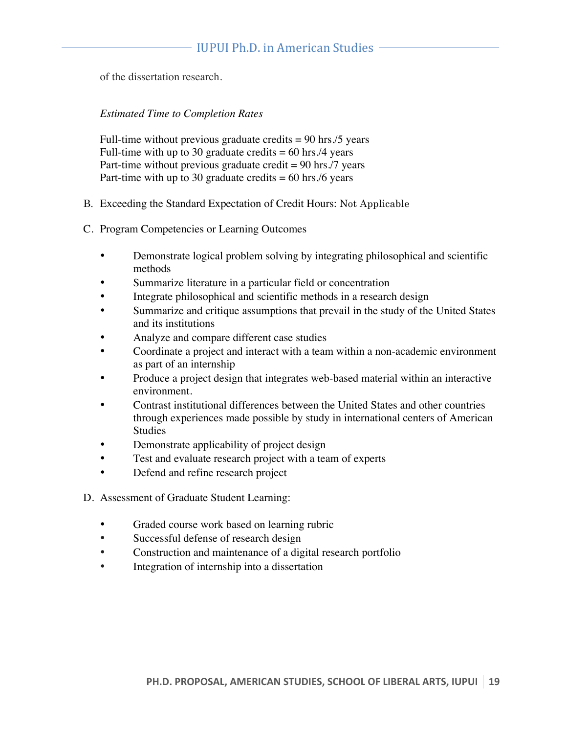of the dissertation research.

*Estimated Time to Completion Rates*

Full-time without previous graduate credits = 90 hrs./5 years
Full-time with up to 30 graduate credits = 60 hrs./4 years
Part-time without previous graduate credit = 90 hrs./7 years
Part-time with up to 30 graduate credits = 60 hrs./6 years

B. Exceeding the Standard Expectation of Credit Hours: Not Applicable

C. Program Competencies or Learning Outcomes

- Demonstrate logical problem solving by integrating philosophical and scientific methods
- Summarize literature in a particular field or concentration
- Integrate philosophical and scientific methods in a research design
- Summarize and critique assumptions that prevail in the study of the United States and its institutions
- Analyze and compare different case studies
- Coordinate a project and interact with a team within a non-academic environment as part of an internship
- Produce a project design that integrates web-based material within an interactive environment.
- Contrast institutional differences between the United States and other countries through experiences made possible by study in international centers of American Studies
- Demonstrate applicability of project design
- Test and evaluate research project with a team of experts
- Defend and refine research project

D. Assessment of Graduate Student Learning:

- Graded course work based on learning rubric
- Successful defense of research design
- Construction and maintenance of a digital research portfolio
- Integration of internship into a dissertation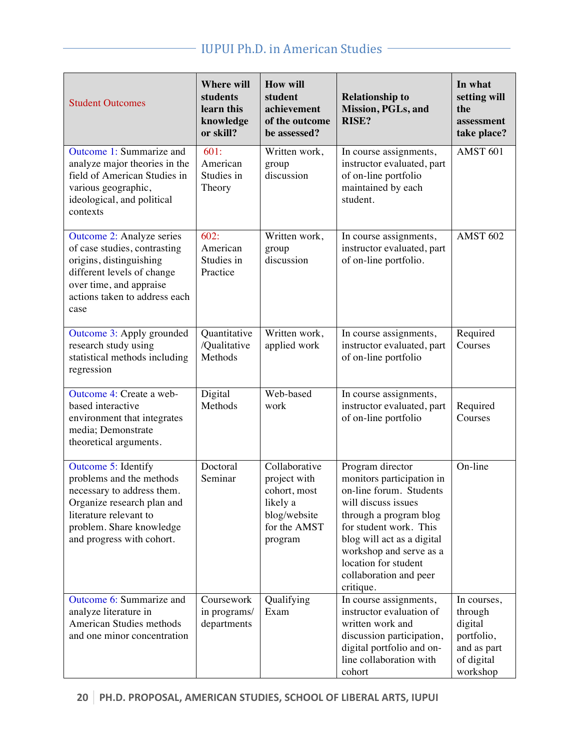| Student Outcomes | Where will students learn this knowledge or skill? | How will student achievement of the outcome be assessed? | Relationship to Mission, PGLs, and RISE? | In what setting will the assessment take place? |
|---|---|---|---|---|
| Outcome 1: Summarize and analyze major theories in the field of American Studies in various geographic, ideological, and political contexts | 601: American Studies in Theory | Written work, group discussion | In course assignments, instructor evaluated, part of on-line portfolio maintained by each student. | AMST 601 |
| Outcome 2: Analyze series of case studies, contrasting origins, distinguishing different levels of change over time, and appraise actions taken to address each case | 602: American Studies in Practice | Written work, group discussion | In course assignments, instructor evaluated, part of on-line portfolio. | AMST 602 |
| Outcome 3: Apply grounded research study using statistical methods including regression | Quantitative /Qualitative Methods | Written work, applied work | In course assignments, instructor evaluated, part of on-line portfolio | Required Courses |
| Outcome 4: Create a web-based interactive environment that integrates media; Demonstrate theoretical arguments. | Digital Methods | Web-based work | In course assignments, instructor evaluated, part of on-line portfolio | Required Courses |
| Outcome 5: Identify problems and the methods necessary to address them. Organize research plan and literature relevant to problem. Share knowledge and progress with cohort. | Doctoral Seminar | Collaborative project with cohort, most likely a blog/website for the AMST program | Program director monitors participation in on-line forum. Students will discuss issues through a program blog for student work. This blog will act as a digital workshop and serve as a location for student collaboration and peer critique. | On-line |
| Outcome 6: Summarize and analyze literature in American Studies methods and one minor concentration | Coursework in programs/ departments | Qualifying Exam | In course assignments, instructor evaluation of written work and discussion participation, digital portfolio and on-line collaboration with cohort | In courses, through digital portfolio, and as part of digital workshop |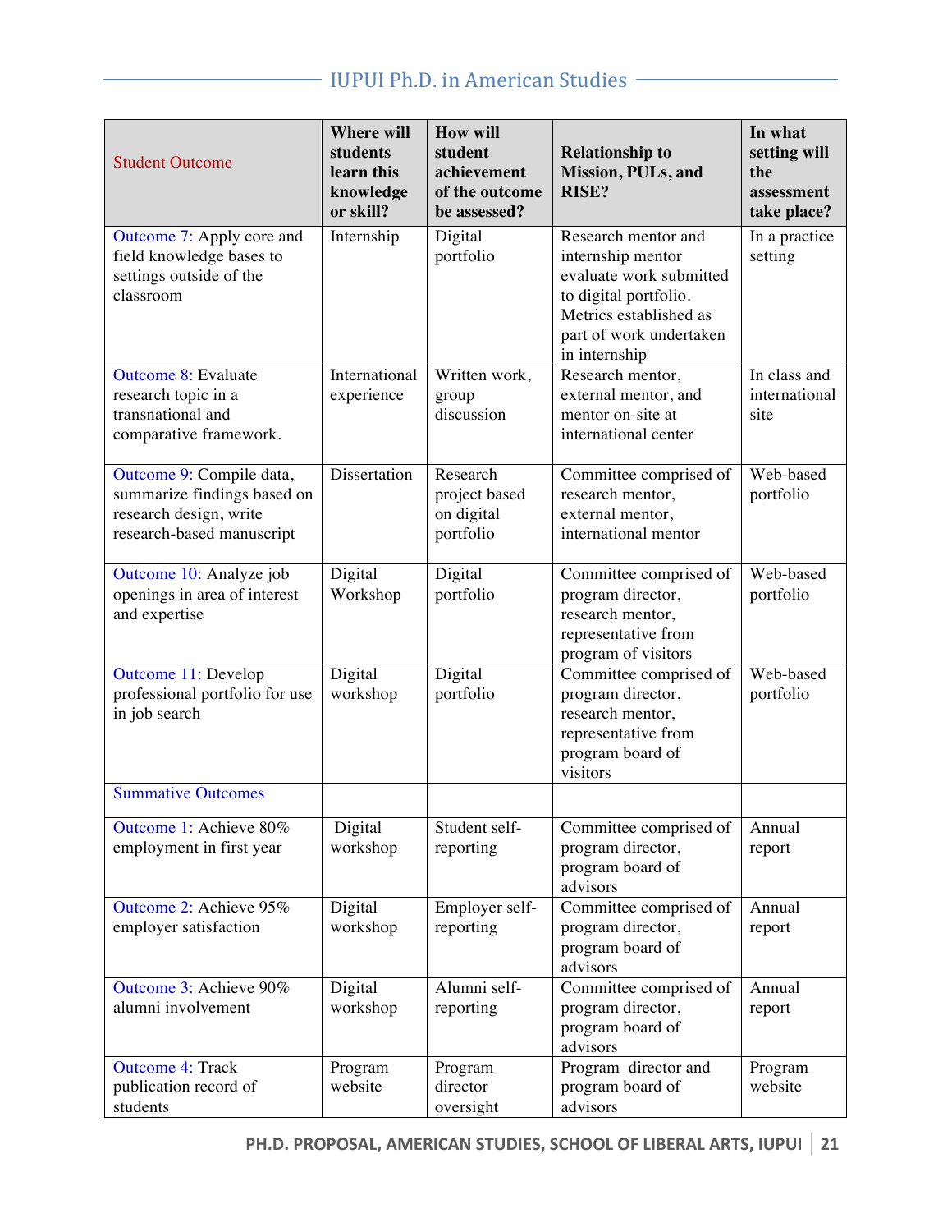| Student Outcome | Where will students learn this knowledge or skill? | How will student achievement of the outcome be assessed? | Relationship to Mission, PULs, and RISE? | In what setting will the assessment take place? |
|---|---|---|---|---|
| Outcome 7: Apply core and field knowledge bases to settings outside of the classroom | Internship | Digital portfolio | Research mentor and internship mentor evaluate work submitted to digital portfolio. Metrics established as part of work undertaken in internship | In a practice setting |
| Outcome 8: Evaluate research topic in a transnational and comparative framework. | International experience | Written work, group discussion | Research mentor, external mentor, and mentor on-site at international center | In class and international site |
| Outcome 9: Compile data, summarize findings based on research design, write research-based manuscript | Dissertation | Research project based on digital portfolio | Committee comprised of research mentor, external mentor, international mentor | Web-based portfolio |
| Outcome 10: Analyze job openings in area of interest and expertise | Digital Workshop | Digital portfolio | Committee comprised of program director, research mentor, representative from program of visitors | Web-based portfolio |
| Outcome 11: Develop professional portfolio for use in job search | Digital workshop | Digital portfolio | Committee comprised of program director, research mentor, representative from program board of visitors | Web-based portfolio |
| Summative Outcomes | | | | |
| Outcome 1: Achieve 80% employment in first year | Digital workshop | Student self-reporting | Committee comprised of program director, program board of advisors | Annual report |
| Outcome 2: Achieve 95% employer satisfaction | Digital workshop | Employer self-reporting | Committee comprised of program director, program board of advisors | Annual report |
| Outcome 3: Achieve 90% alumni involvement | Digital workshop | Alumni self-reporting | Committee comprised of program director, program board of advisors | Annual report |
| Outcome 4: Track publication record of students | Program website | Program director oversight | Program director and program board of advisors | Program website |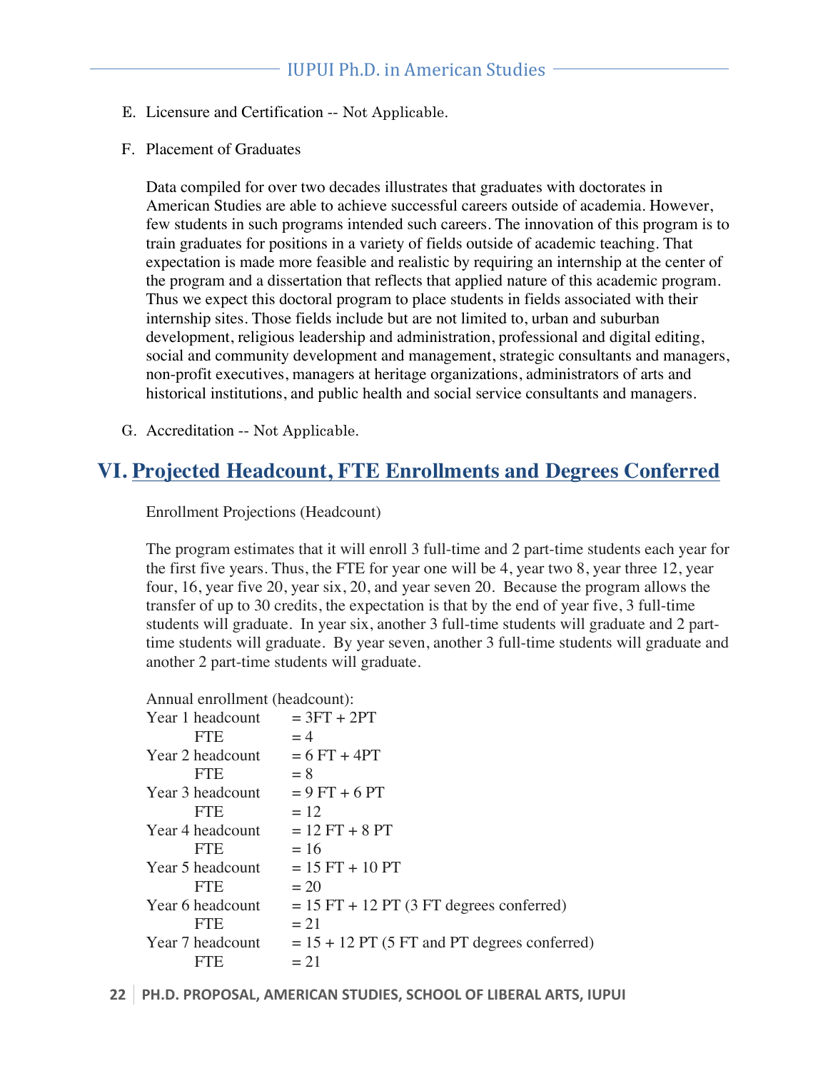E. Licensure and Certification -- Not Applicable.

F. Placement of Graduates

Data compiled for over two decades illustrates that graduates with doctorates in American Studies are able to achieve successful careers outside of academia. However, few students in such programs intended such careers. The innovation of this program is to train graduates for positions in a variety of fields outside of academic teaching. That expectation is made more feasible and realistic by requiring an internship at the center of the program and a dissertation that reflects that applied nature of this academic program. Thus we expect this doctoral program to place students in fields associated with their internship sites. Those fields include but are not limited to, urban and suburban development, religious leadership and administration, professional and digital editing, social and community development and management, strategic consultants and managers, non-profit executives, managers at heritage organizations, administrators of arts and historical institutions, and public health and social service consultants and managers.

G. Accreditation -- Not Applicable.

## VI. Projected Headcount, FTE Enrollments and Degrees Conferred

Enrollment Projections (Headcount)

The program estimates that it will enroll 3 full-time and 2 part-time students each year for the first five years. Thus, the FTE for year one will be 4, year two 8, year three 12, year four, 16, year five 20, year six, 20, and year seven 20. Because the program allows the transfer of up to 30 credits, the expectation is that by the end of year five, 3 full-time students will graduate. In year six, another 3 full-time students will graduate and 2 part-time students will graduate. By year seven, another 3 full-time students will graduate and another 2 part-time students will graduate.

Annual enrollment (headcount):

| | |
|---|---|
| Year 1 headcount | = 3FT + 2PT |
| FTE | = 4 |
| Year 2 headcount | = 6 FT + 4PT |
| FTE | = 8 |
| Year 3 headcount | = 9 FT + 6 PT |
| FTE | = 12 |
| Year 4 headcount | = 12 FT + 8 PT |
| FTE | = 16 |
| Year 5 headcount | = 15 FT + 10 PT |
| FTE | = 20 |
| Year 6 headcount | = 15 FT + 12 PT (3 FT degrees conferred) |
| FTE | = 21 |
| Year 7 headcount | = 15 + 12 PT (5 FT and PT degrees conferred) |
| FTE | = 21 |